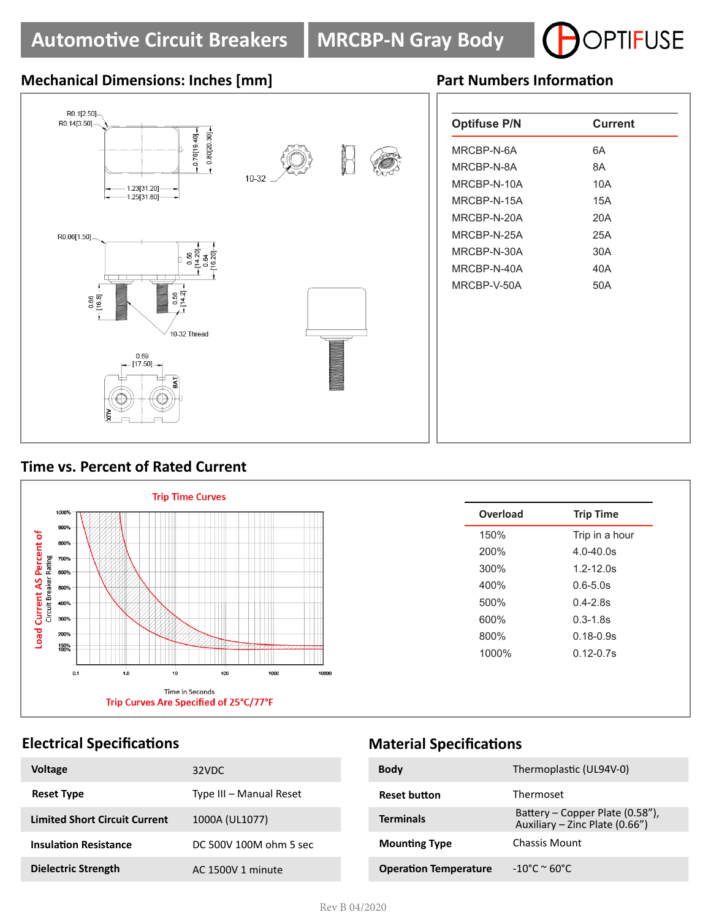# Automotive Circuit Breakers | MRCBP-N Gray Body

OPTIFUSE

## Mechanical Dimensions: Inches [mm]

R0.1[2.50]
R0.14[3.50]
0.76[19.40]
0.80[20.30]
1.23[31.20]
1.25[31.80]
10-32
R0.06[1.50]
0.56 [14.20]
0.64 [16.20]
0.66 [16.8]
0.56 [14.2]
10-32 Thread
0.69 [17.50]
BAT
AUX

## Part Numbers Information

| Optifuse P/N | Current |
|---|---|
| MRCBP-N-6A | 6A |
| MRCBP-N-8A | 8A |
| MRCBP-N-10A | 10A |
| MRCBP-N-15A | 15A |
| MRCBP-N-20A | 20A |
| MRCBP-N-25A | 25A |
| MRCBP-N-30A | 30A |
| MRCBP-N-40A | 40A |
| MRCBP-V-50A | 50A |

## Time vs. Percent of Rated Current

Trip Time Curves

Load Current AS Percent of Circuit Breaker Rating

Time in Seconds

Trip Curves Are Specified of 25°C/77°F

| Overload | Trip Time |
|---|---|
| 150% | Trip in a hour |
| 200% | 4.0-40.0s |
| 300% | 1.2-12.0s |
| 400% | 0.6-5.0s |
| 500% | 0.4-2.8s |
| 600% | 0.3-1.8s |
| 800% | 0.18-0.9s |
| 1000% | 0.12-0.7s |

## Electrical Specifications

| | |
|---|---|
| **Voltage** | 32VDC |
| **Reset Type** | Type III – Manual Reset |
| **Limited Short Circuit Current** | 1000A (UL1077) |
| **Insulation Resistance** | DC 500V 100M ohm 5 sec |
| **Dielectric Strength** | AC 1500V 1 minute |

## Material Specifications

| | |
|---|---|
| **Body** | Thermoplastic (UL94V-0) |
| **Reset button** | Thermoset |
| **Terminals** | Battery – Copper Plate (0.58"), Auxiliary – Zinc Plate (0.66") |
| **Mounting Type** | Chassis Mount |
| **Operation Temperature** | -10°C ~ 60°C |

Rev B 04/2020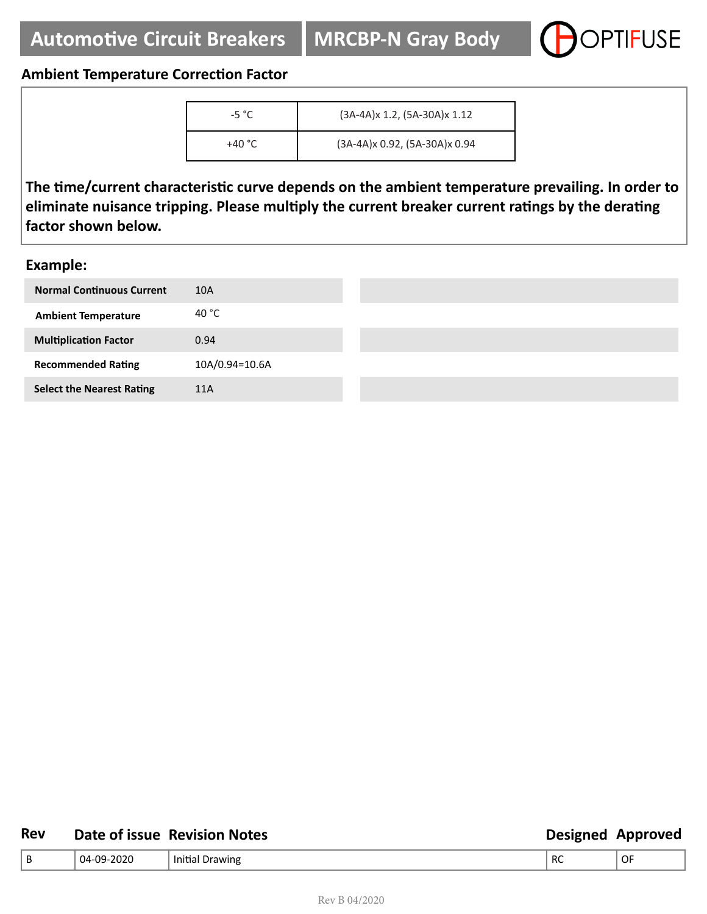## Ambient Temperature Correction Factor

| | |
|---|---|
| -5 °C | (3A-4A)x 1.2, (5A-30A)x 1.12 |
| +40 °C | (3A-4A)x 0.92, (5A-30A)x 0.94 |

**The time/current characteristic curve depends on the ambient temperature prevailing. In order to eliminate nuisance tripping. Please multiply the current breaker current ratings by the derating factor shown below.**

### Example:

| | |
|---|---|
| **Normal Continuous Current** | 10A |
| **Ambient Temperature** | 40 °C |
| **Multiplication Factor** | 0.94 |
| **Recommended Rating** | 10A/0.94=10.6A |
| **Select the Nearest Rating** | 11A |

| Rev | Date of issue | Revision Notes | Designed | Approved |
|---|---|---|---|---|
| B | 04-09-2020 | Initial Drawing | RC | OF |